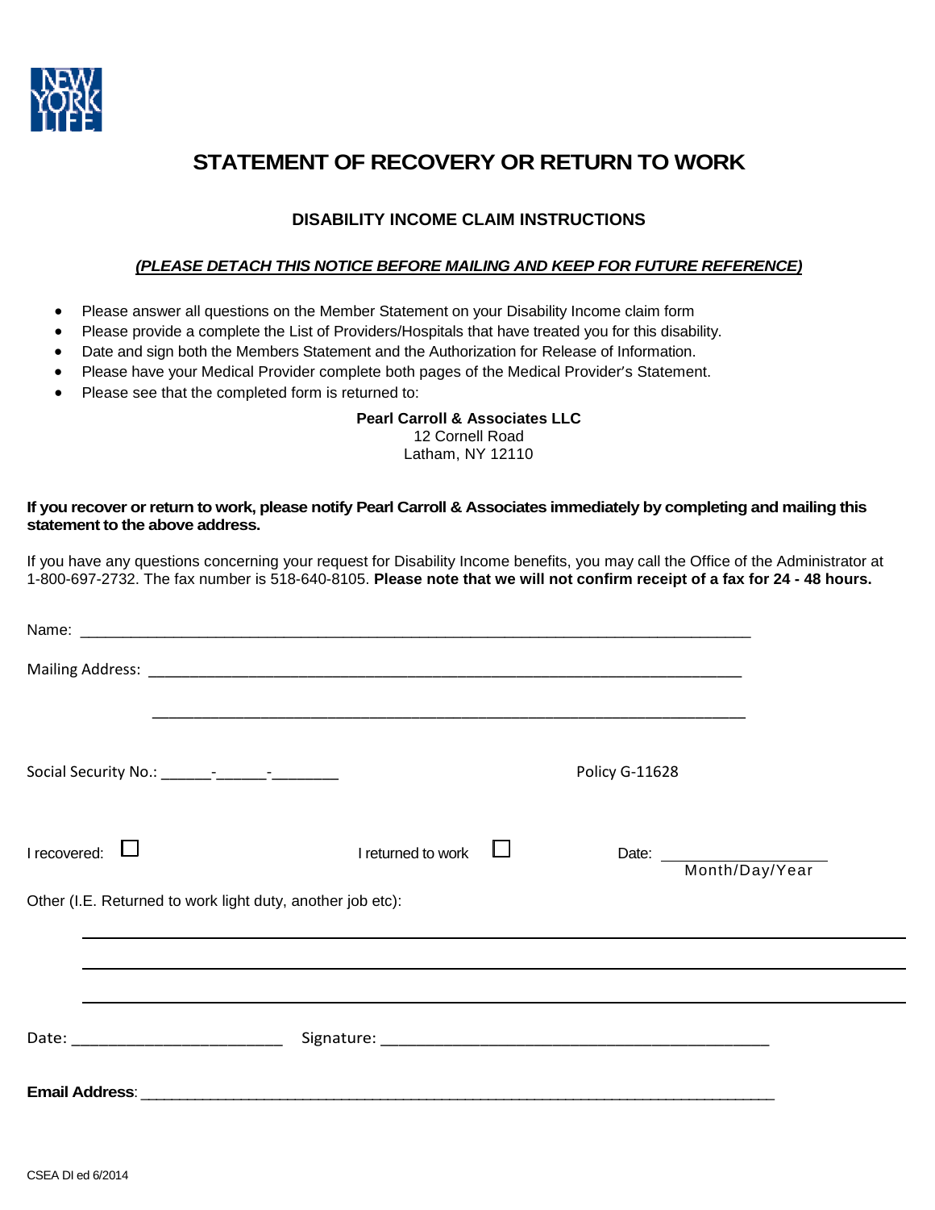NEW YORK LIFE

# STATEMENT OF RECOVERY OR RETURN TO WORK

## DISABILITY INCOME CLAIM INSTRUCTIONS

***(PLEASE DETACH THIS NOTICE BEFORE MAILING AND KEEP FOR FUTURE REFERENCE)***

- Please answer all questions on the Member Statement on your Disability Income claim form
- Please provide a complete the List of Providers/Hospitals that have treated you for this disability.
- Date and sign both the Members Statement and the Authorization for Release of Information.
- Please have your Medical Provider complete both pages of the Medical Provider's Statement.
- Please see that the completed form is returned to:

**Pearl Carroll & Associates LLC**
12 Cornell Road
Latham, NY 12110

**If you recover or return to work, please notify Pearl Carroll & Associates immediately by completing and mailing this statement to the above address.**

If you have any questions concerning your request for Disability Income benefits, you may call the Office of the Administrator at 1-800-697-2732. The fax number is 518-640-8105. **Please note that we will not confirm receipt of a fax for 24 - 48 hours.**

Name: ___________________________________________________________________________

Mailing Address: ___________________________________________________________________

___________________________________________________________________

Social Security No.: ______-______-________ Policy G-11628

I recovered: ☐ I returned to work ☐ Date: ____________________ Month/Day/Year

Other (I.E. Returned to work light duty, another job etc):

___________________________________________________________________________

___________________________________________________________________________

___________________________________________________________________________

Date: ________________________ Signature: ____________________________________________

**Email Address**: _______________________________________________________________________

CSEA DI ed 6/2014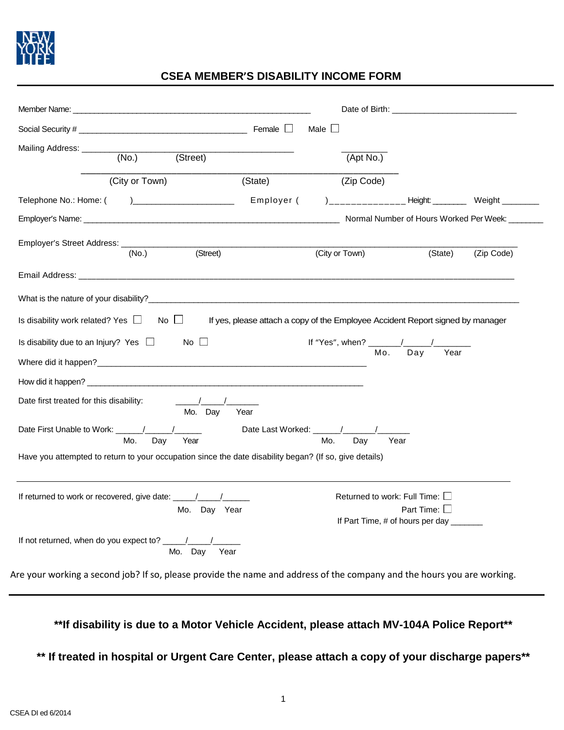NEW YORK LIFE

# CSEA MEMBER'S DISABILITY INCOME FORM

Member Name: ______________________________________________________ Date of Birth: ____________________________

Social Security # _______________________________________ Female ☐ Male ☐

Mailing Address: _____________________________________________ _________
(No.) (Street) (Apt No.)

_____________________________________________________________________
(City or Town) (State) (Zip Code)

Telephone No.: Home: ( )______________________ Employer ( )______________ Height: _______ Weight ________

Employer's Name: ____________________________________________________________ Normal Number of Hours Worked Per Week: _______

Employer's Street Address: ___________________________________________________________________________________
(No.) (Street) (City or Town) (State) (Zip Code)

Email Address: ___________________________________________________________________________________________

What is the nature of your disability?__________________________________________________________________________

Is disability work related? Yes ☐ No ☐ If yes, please attach a copy of the Employee Accident Report signed by manager

Is disability due to an Injury? Yes ☐ No ☐ If "Yes", when? _______/______/________
Mo. Day Year

Where did it happen?_____________________________________________________________

How did it happen? ______________________________________________________________

Date first treated for this disability: _____/_____/_______
Mo. Day Year

Date First Unable to Work: ______/______/______ Date Last Worked: ______/_______/_______
Mo. Day Year Mo. Day Year

Have you attempted to return to your occupation since the date disability began? (If so, give details)

_____________________________________________________________________________________________________

If returned to work or recovered, give date: _____/_____/______ Returned to work: Full Time: ☐
Mo. Day Year Part Time: ☐
If Part Time, # of hours per day _______

If not returned, when do you expect to? _____/_____/______
Mo. Day Year

Are your working a second job? If so, please provide the name and address of the company and the hours you are working.

**\*\*If disability is due to a Motor Vehicle Accident, please attach MV-104A Police Report\*\***

**\*\* If treated in hospital or Urgent Care Center, please attach a copy of your discharge papers\*\***

CSEA DI ed 6/2014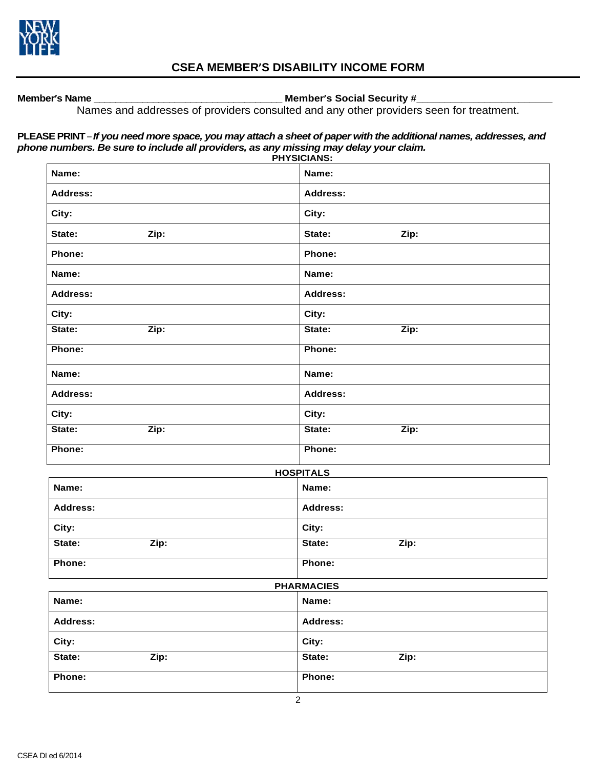## CSEA MEMBER'S DISABILITY INCOME FORM

**Member's Name** ________________________________ **Member's Social Security #**______________________

Names and addresses of providers consulted and any other providers seen for treatment.

**PLEASE PRINT** – ***If you need more space, you may attach a sheet of paper with the additional names, addresses, and phone numbers. Be sure to include all providers, as any missing may delay your claim.***

**PHYSICIANS:**

| | |
|---|---|
| **Name:** | **Name:** |
| **Address:** | **Address:** |
| **City:** | **City:** |
| **State:** **Zip:** | **State:** **Zip:** |
| **Phone:** | **Phone:** |
| **Name:** | **Name:** |
| **Address:** | **Address:** |
| **City:** | **City:** |
| **State:** **Zip:** | **State:** **Zip:** |
| **Phone:** | **Phone:** |
| **Name:** | **Name:** |
| **Address:** | **Address:** |
| **City:** | **City:** |
| **State:** **Zip:** | **State:** **Zip:** |
| **Phone:** | **Phone:** |

**HOSPITALS**

| | |
|---|---|
| **Name:** | **Name:** |
| **Address:** | **Address:** |
| **City:** | **City:** |
| **State:** **Zip:** | **State:** **Zip:** |
| **Phone:** | **Phone:** |

**PHARMACIES**

| | |
|---|---|
| **Name:** | **Name:** |
| **Address:** | **Address:** |
| **City:** | **City:** |
| **State:** **Zip:** | **State:** **Zip:** |
| **Phone:** | **Phone:** |

CSEA DI ed 6/2014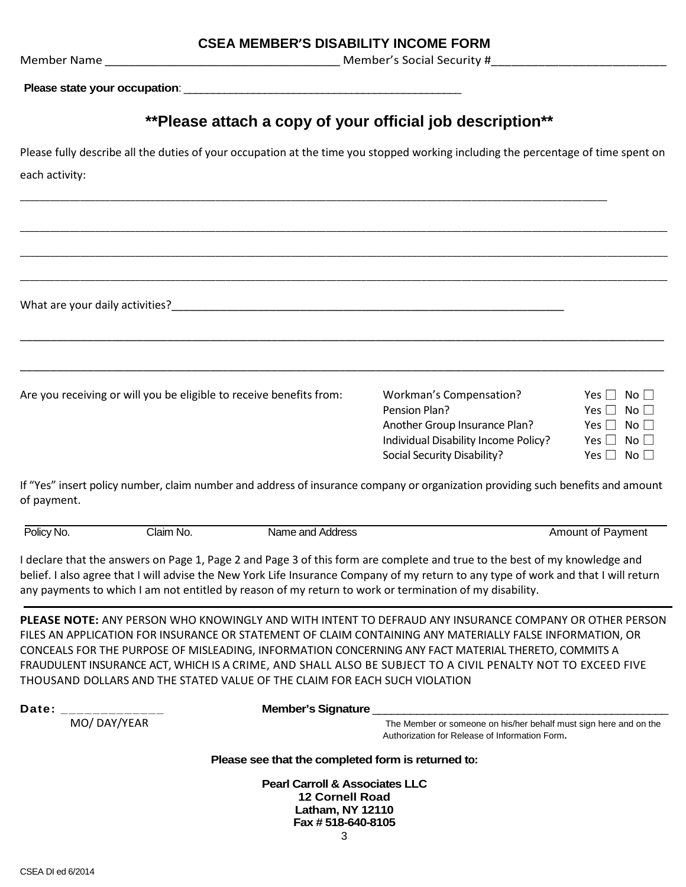# CSEA MEMBER'S DISABILITY INCOME FORM

Member Name ____________________________________ Member's Social Security #___________________________

**Please state your occupation**: ____________________________________________

## **Please attach a copy of your official job description**

Please fully describe all the duties of your occupation at the time you stopped working including the percentage of time spent on each activity:

_____________________________________________________________________________________________

_____________________________________________________________________________________________

_____________________________________________________________________________________________

_____________________________________________________________________________________________

What are your daily activities?_____________________________________________________________

_____________________________________________________________________________________________

_____________________________________________________________________________________________

Are you receiving or will you be eligible to receive benefits from:

| | |
|---|---|
| Workman's Compensation? | Yes ☐ No ☐ |
| Pension Plan? | Yes ☐ No ☐ |
| Another Group Insurance Plan? | Yes ☐ No ☐ |
| Individual Disability Income Policy? | Yes ☐ No ☐ |
| Social Security Disability? | Yes ☐ No ☐ |

If "Yes" insert policy number, claim number and address of insurance company or organization providing such benefits and amount of payment.

| Policy No. | Claim No. | Name and Address | Amount of Payment |
|---|---|---|---|
| | | | |

I declare that the answers on Page 1, Page 2 and Page 3 of this form are complete and true to the best of my knowledge and belief. I also agree that I will advise the New York Life Insurance Company of my return to any type of work and that I will return any payments to which I am not entitled by reason of my return to work or termination of my disability.

**PLEASE NOTE:** ANY PERSON WHO KNOWINGLY AND WITH INTENT TO DEFRAUD ANY INSURANCE COMPANY OR OTHER PERSON FILES AN APPLICATION FOR INSURANCE OR STATEMENT OF CLAIM CONTAINING ANY MATERIALLY FALSE INFORMATION, OR CONCEALS FOR THE PURPOSE OF MISLEADING, INFORMATION CONCERNING ANY FACT MATERIAL THERETO, COMMITS A FRAUDULENT INSURANCE ACT, WHICH IS A CRIME, AND SHALL ALSO BE SUBJECT TO A CIVIL PENALTY NOT TO EXCEED FIVE THOUSAND DOLLARS AND THE STATED VALUE OF THE CLAIM FOR EACH SUCH VIOLATION

**Date:** _____________
MO/ DAY/YEAR

**Member's Signature** ________________________________________________

The Member or someone on his/her behalf must sign here and on the Authorization for Release of Information Form.

**Please see that the completed form is returned to:**

**Pearl Carroll & Associates LLC**
**12 Cornell Road**
**Latham, NY 12110**
**Fax # 518-640-8105**

CSEA DI ed 6/2014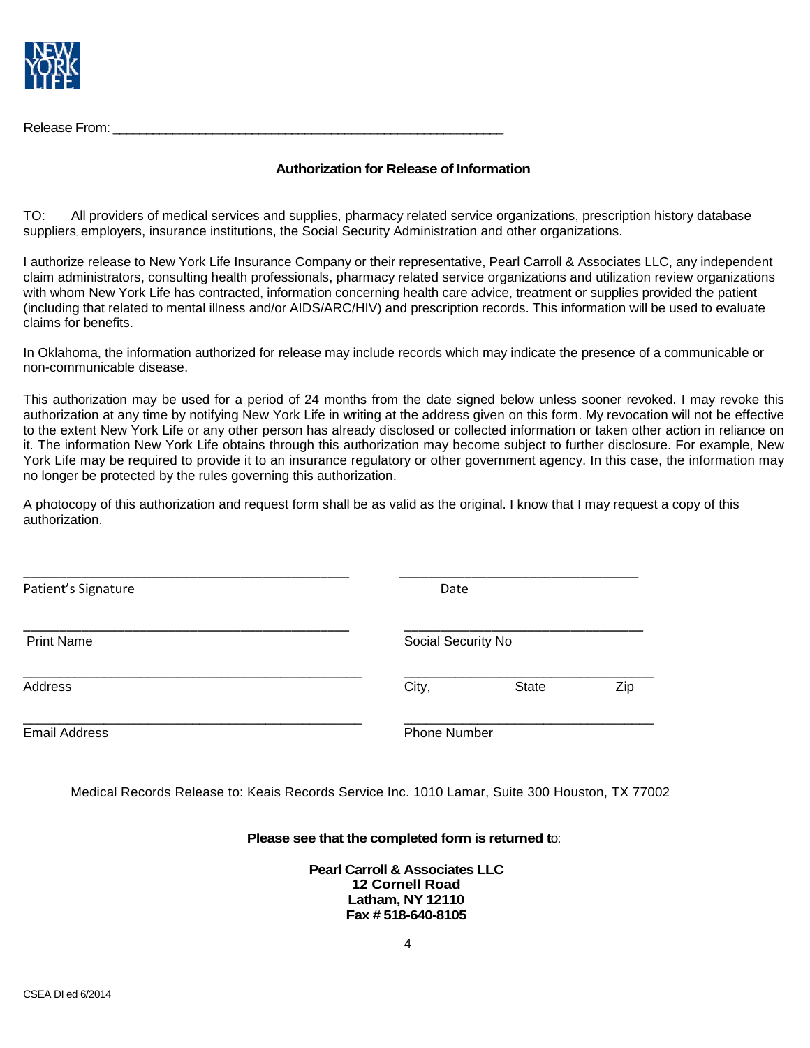Release From: ___________________________________________________

**Authorization for Release of Information**

TO: All providers of medical services and supplies, pharmacy related service organizations, prescription history database suppliers, employers, insurance institutions, the Social Security Administration and other organizations.

I authorize release to New York Life Insurance Company or their representative, Pearl Carroll & Associates LLC, any independent claim administrators, consulting health professionals, pharmacy related service organizations and utilization review organizations with whom New York Life has contracted, information concerning health care advice, treatment or supplies provided the patient (including that related to mental illness and/or AIDS/ARC/HIV) and prescription records. This information will be used to evaluate claims for benefits.

In Oklahoma, the information authorized for release may include records which may indicate the presence of a communicable or non-communicable disease.

This authorization may be used for a period of 24 months from the date signed below unless sooner revoked. I may revoke this authorization at any time by notifying New York Life in writing at the address given on this form. My revocation will not be effective to the extent New York Life or any other person has already disclosed or collected information or taken other action in reliance on it. The information New York Life obtains through this authorization may become subject to further disclosure. For example, New York Life may be required to provide it to an insurance regulatory or other government agency. In this case, the information may no longer be protected by the rules governing this authorization.

A photocopy of this authorization and request form shall be as valid as the original. I know that I may request a copy of this authorization.

_____________________________________________ _________________________________

Patient's Signature Date

_____________________________________________ _________________________________

Print Name Social Security No

_____________________________________________ _________________________________

Address City, State Zip

_____________________________________________ _________________________________

Email Address Phone Number

Medical Records Release to: Keais Records Service Inc. 1010 Lamar, Suite 300 Houston, TX 77002

**Please see that the completed form is returned to:**

**Pearl Carroll & Associates LLC**
**12 Cornell Road**
**Latham, NY 12110**
**Fax # 518-640-8105**

CSEA DI ed 6/2014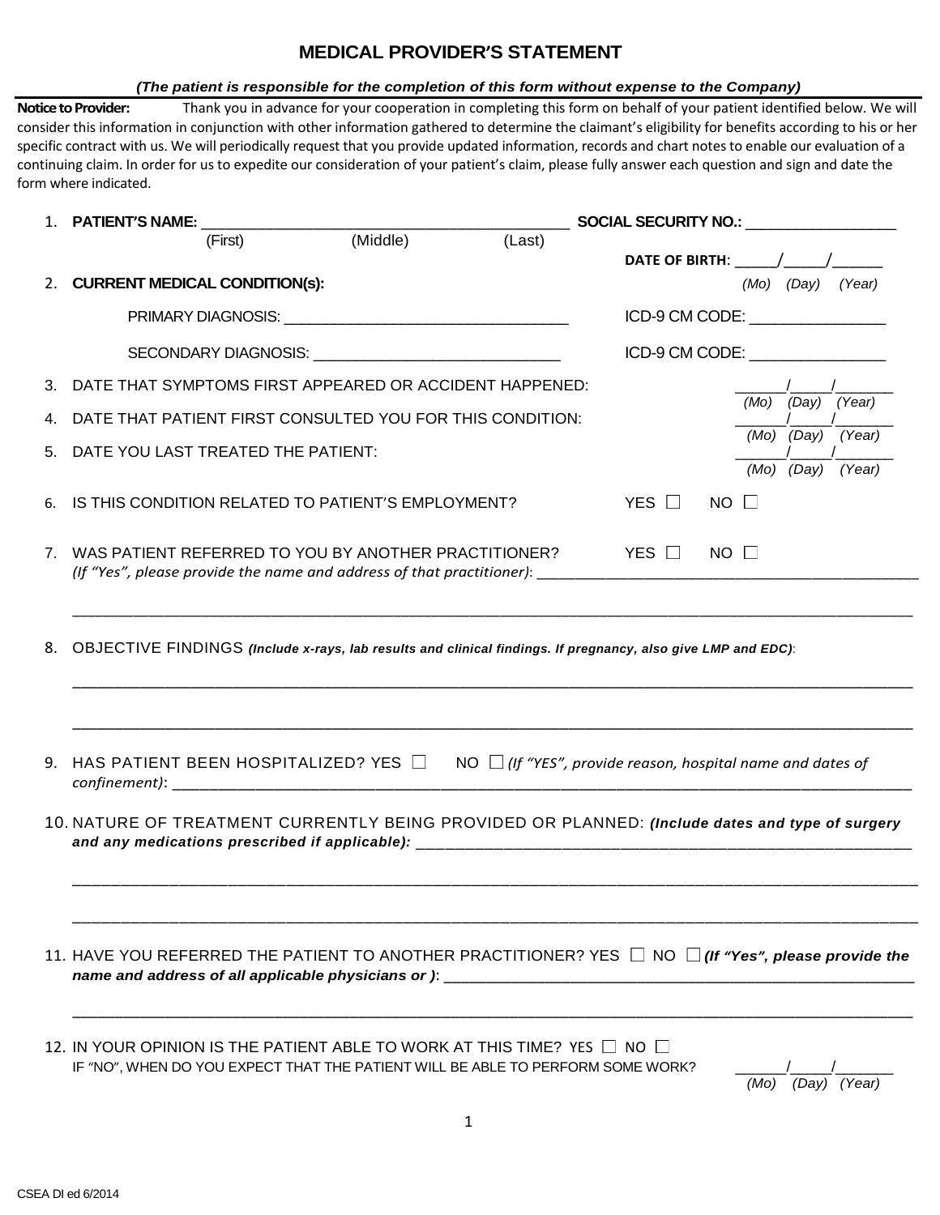# MEDICAL PROVIDER'S STATEMENT

***(The patient is responsible for the completion of this form without expense to the Company)***

**Notice to Provider:** Thank you in advance for your cooperation in completing this form on behalf of your patient identified below. We will consider this information in conjunction with other information gathered to determine the claimant's eligibility for benefits according to his or her specific contract with us. We will periodically request that you provide updated information, records and chart notes to enable our evaluation of a continuing claim. In order for us to expedite our consideration of your patient's claim, please fully answer each question and sign and date the form where indicated.

1. **PATIENT'S NAME:** ___________________________________________ **SOCIAL SECURITY NO.:** __________________
   (First) (Middle) (Last)
   **DATE OF BIRTH:** _____/_____/______ *(Mo) (Day) (Year)*

2. **CURRENT MEDICAL CONDITION(s):**

   PRIMARY DIAGNOSIS: _________________________________ ICD-9 CM CODE: ________________

   SECONDARY DIAGNOSIS: _____________________________ ICD-9 CM CODE: ________________

3. DATE THAT SYMPTOMS FIRST APPEARED OR ACCIDENT HAPPENED: ______/_____/_______ *(Mo) (Day) (Year)*

4. DATE THAT PATIENT FIRST CONSULTED YOU FOR THIS CONDITION: ______/_____/_______ *(Mo) (Day) (Year)*

5. DATE YOU LAST TREATED THE PATIENT: ______/_____/_______ *(Mo) (Day) (Year)*

6. IS THIS CONDITION RELATED TO PATIENT'S EMPLOYMENT? YES ☐ NO ☐

7. WAS PATIENT REFERRED TO YOU BY ANOTHER PRACTITIONER? YES ☐ NO ☐
   *(If "Yes", please provide the name and address of that practitioner)*: ______________________________________________

   ______________________________________________________________________________________________

8. OBJECTIVE FINDINGS ***(Include x-rays, lab results and clinical findings. If pregnancy, also give LMP and EDC)***:

   ______________________________________________________________________________________________

   ______________________________________________________________________________________________

9. HAS PATIENT BEEN HOSPITALIZED? YES ☐ NO ☐ *(If "YES", provide reason, hospital name and dates of confinement)*: ____________________________________________________________________________

10. NATURE OF TREATMENT CURRENTLY BEING PROVIDED OR PLANNED: ***(Include dates and type of surgery and any medications prescribed if applicable):*** ______________________________________________

    ______________________________________________________________________________________________

    ______________________________________________________________________________________________

11. HAVE YOU REFERRED THE PATIENT TO ANOTHER PRACTITIONER? YES ☐ NO ☐ ***(If "Yes", please provide the name and address of all applicable physicians or )***: ____________________________________________

    ______________________________________________________________________________________________

12. IN YOUR OPINION IS THE PATIENT ABLE TO WORK AT THIS TIME? YES ☐ NO ☐
    IF "NO", WHEN DO YOU EXPECT THAT THE PATIENT WILL BE ABLE TO PERFORM SOME WORK? ______/_____/_______ *(Mo) (Day) (Year)*

CSEA DI ed 6/2014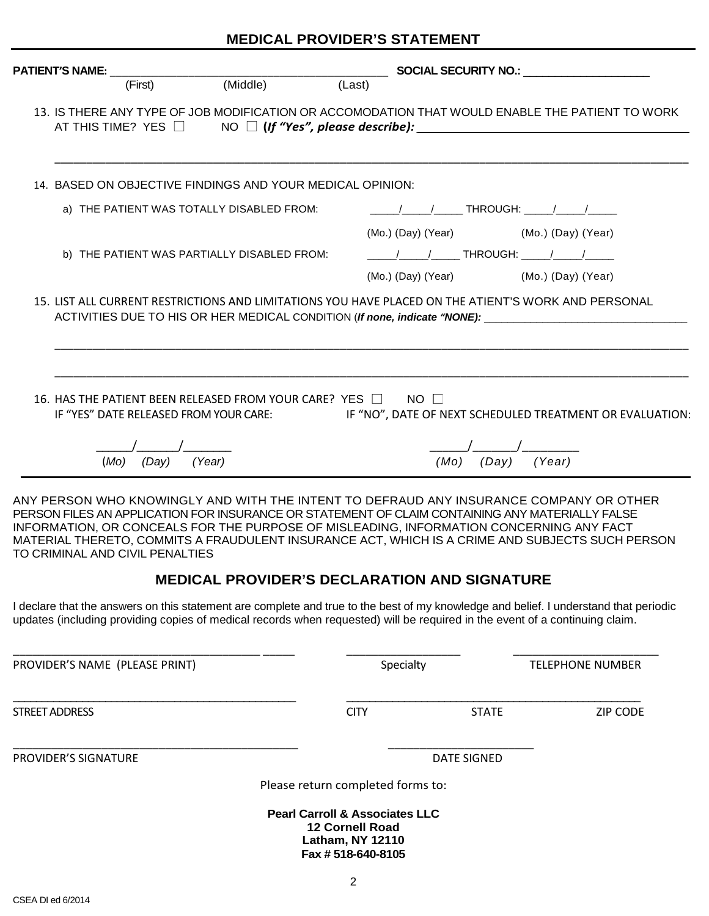## MEDICAL PROVIDER'S STATEMENT

**PATIENT'S NAME:** ___________________________________________ **SOCIAL SECURITY NO.:** ____________________

(First) (Middle) (Last)

13. IS THERE ANY TYPE OF JOB MODIFICATION OR ACCOMODATION THAT WOULD ENABLE THE PATIENT TO WORK AT THIS TIME? YES ☐ NO ☐ **(*If "Yes", please describe):*** ___________________________________________

_____________________________________________________________________________________________

14. BASED ON OBJECTIVE FINDINGS AND YOUR MEDICAL OPINION:

    a) THE PATIENT WAS TOTALLY DISABLED FROM: _____/_____/_____ THROUGH: _____/_____/_____

    (Mo.) (Day) (Year) (Mo.) (Day) (Year)

    b) THE PATIENT WAS PARTIALLY DISABLED FROM: _____/_____/_____ THROUGH: _____/_____/_____

    (Mo.) (Day) (Year) (Mo.) (Day) (Year)

15. LIST ALL CURRENT RESTRICTIONS AND LIMITATIONS YOU HAVE PLACED ON THE ATIENT'S WORK AND PERSONAL ACTIVITIES DUE TO HIS OR HER MEDICAL CONDITION (***If none, indicate "NONE):*** ________________________________

_____________________________________________________________________________________________

_____________________________________________________________________________________________

16. HAS THE PATIENT BEEN RELEASED FROM YOUR CARE? YES ☐ NO ☐

    IF "YES" DATE RELEASED FROM YOUR CARE: IF "NO", DATE OF NEXT SCHEDULED TREATMENT OR EVALUATION:

    _____/______/_______ _____/______/________

    (*Mo*) (*Day*) (*Year*) (*Mo*) (*Day*) (*Year*)

ANY PERSON WHO KNOWINGLY AND WITH THE INTENT TO DEFRAUD ANY INSURANCE COMPANY OR OTHER PERSON FILES AN APPLICATION FOR INSURANCE OR STATEMENT OF CLAIM CONTAINING ANY MATERIALLY FALSE INFORMATION, OR CONCEALS FOR THE PURPOSE OF MISLEADING, INFORMATION CONCERNING ANY FACT MATERIAL THERETO, COMMITS A FRAUDULENT INSURANCE ACT, WHICH IS A CRIME AND SUBJECTS SUCH PERSON TO CRIMINAL AND CIVIL PENALTIES

## MEDICAL PROVIDER'S DECLARATION AND SIGNATURE

I declare that the answers on this statement are complete and true to the best of my knowledge and belief. I understand that periodic updates (including providing copies of medical records when requested) will be required in the event of a continuing claim.

______________________________________ ____________________ ________________________

PROVIDER'S NAME (PLEASE PRINT) Specialty TELEPHONE NUMBER

______________________________________ __________________________________________________

STREET ADDRESS CITY STATE ZIP CODE

______________________________________ ________________________

PROVIDER'S SIGNATURE DATE SIGNED

Please return completed forms to:

**Pearl Carroll & Associates LLC**
**12 Cornell Road**
**Latham, NY 12110**
**Fax # 518-640-8105**

CSEA DI ed 6/2014